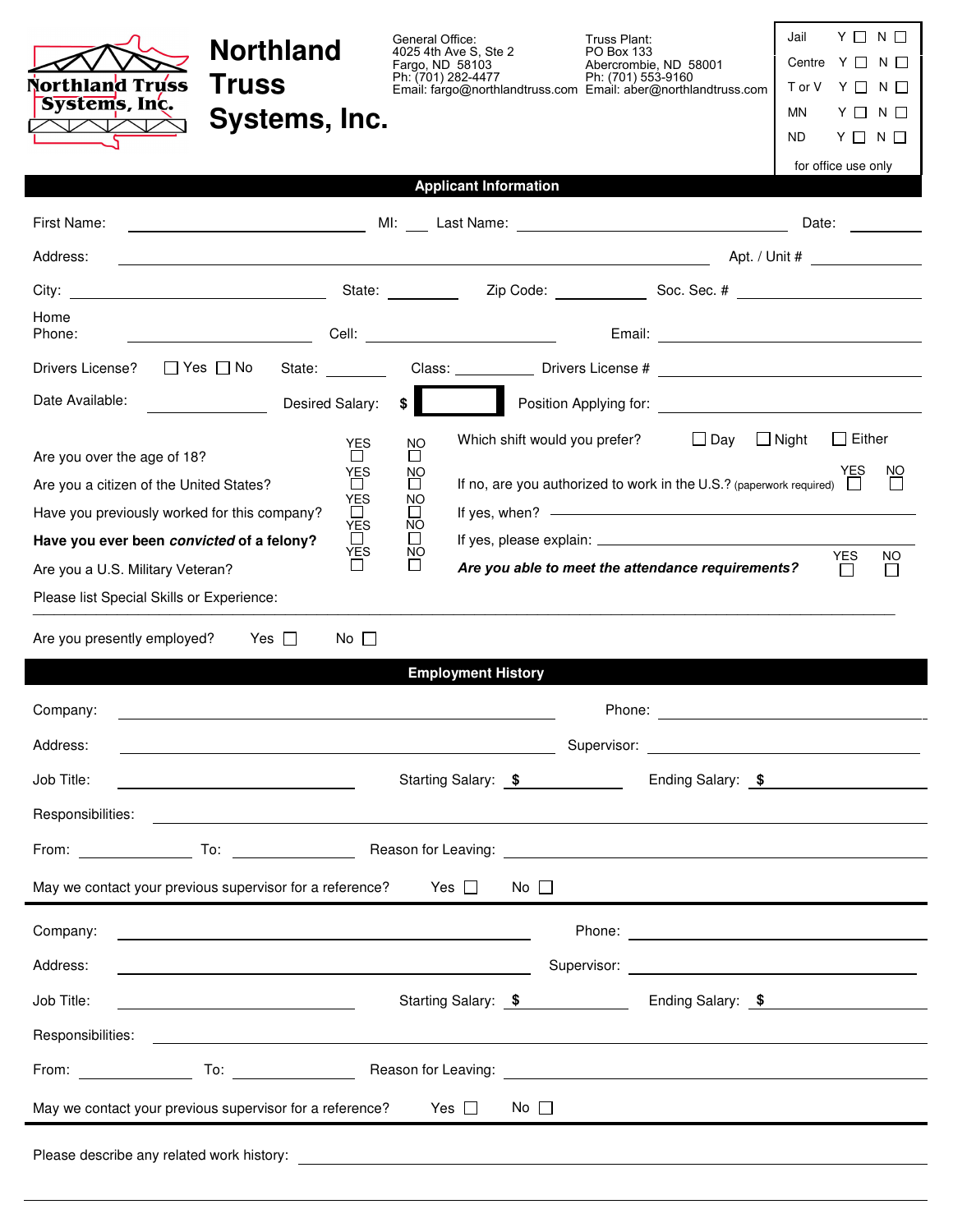# Northland Truss Systems, Inc.

General Office:
4025 4th Ave S, Ste 2
Fargo, ND 58103
Ph: (701) 282-4477
Email: fargo@northlandtruss.com

Truss Plant:
PO Box 133
Abercrombie, ND 58001
Ph: (701) 553-9160
Email: aber@northlandtruss.com

| | | |
|---|---|---|
| Jail | Y ☐ | N ☐ |
| Centre | Y ☐ | N ☐ |
| T or V | Y ☐ | N ☐ |
| MN | Y ☐ | N ☐ |
| ND | Y ☐ | N ☐ |

for office use only

## Applicant Information

First Name: ______________ MI: ___ Last Name: ______________ Date: ________

Address: ______________________________ Apt. / Unit # ________

City: ____________ State: ______ Zip Code: ________ Soc. Sec. # ____________

Home Phone: ____________ Cell: ____________ Email: ____________

Drivers License? ☐ Yes ☐ No State: ______ Class: ______ Drivers License # ____________

Date Available: ________ Desired Salary: $ ________ Position Applying for: ____________

| | YES | NO |
|---|---|---|
| Are you over the age of 18? | ☐ | ☐ |
| Are you a citizen of the United States? | ☐ | ☐ |
| Have you previously worked for this company? | ☐ | ☐ |
| **Have you ever been *convicted* of a felony?** | ☐ | ☐ |
| Are you a U.S. Military Veteran? | ☐ | ☐ |

Which shift would you prefer? ☐ Day ☐ Night ☐ Either

If no, are you authorized to work in the U.S.? (paperwork required) YES ☐ NO ☐

If yes, when? ____________

If yes, please explain: ____________

***Are you able to meet the attendance requirements?*** YES ☐ NO ☐

Please list Special Skills or Experience: ____________________________________________

Are you presently employed? Yes ☐ No ☐

## Employment History

Company: ______________________________ Phone: ____________

Address: ______________________________ Supervisor: ____________

Job Title: ____________ Starting Salary: $ ________ Ending Salary: $ ________

Responsibilities: ____________________________________________

From: ________ To: ________ Reason for Leaving: ____________

May we contact your previous supervisor for a reference? Yes ☐ No ☐

---

Company: ______________________________ Phone: ____________

Address: ______________________________ Supervisor: ____________

Job Title: ____________ Starting Salary: $ ________ Ending Salary: $ ________

Responsibilities: ____________________________________________

From: ________ To: ________ Reason for Leaving: ____________

May we contact your previous supervisor for a reference? Yes ☐ No ☐

---

Please describe any related work history: ____________________________________________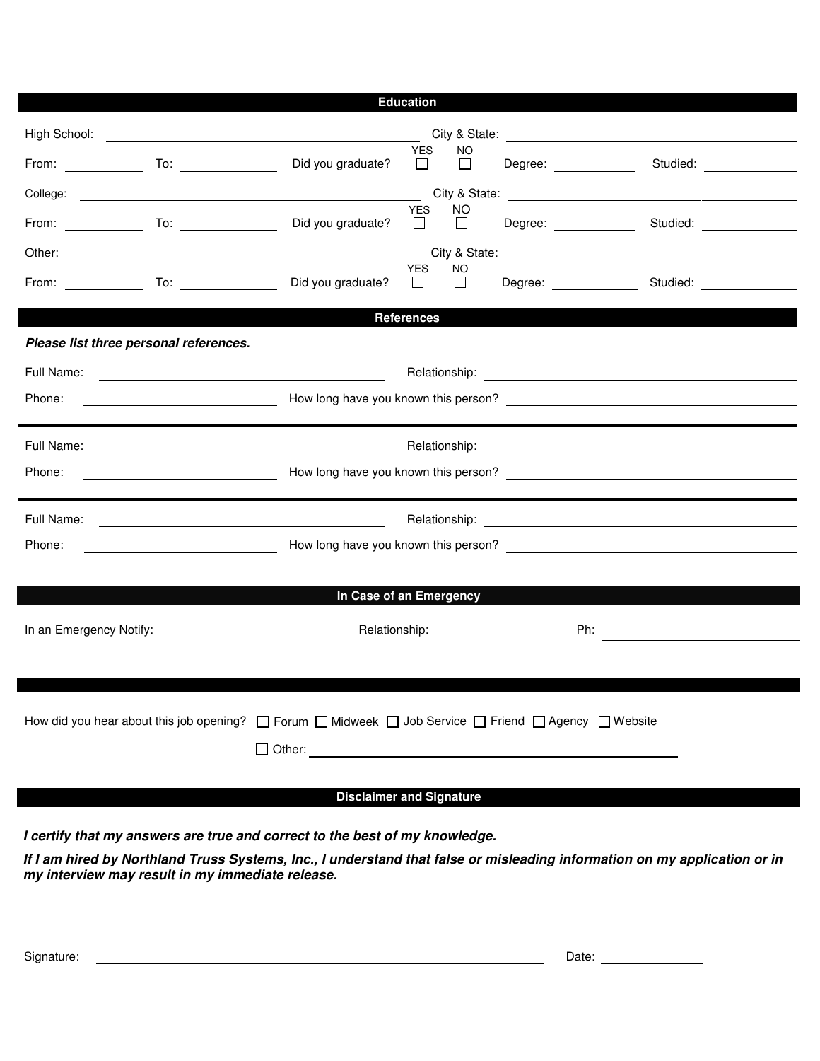## Education

High School: ____________________ City & State: ____________________

From: __________ To: __________ Did you graduate? YES ☐ NO ☐ Degree: __________ Studied: __________

College: ____________________ City & State: ____________________

From: __________ To: __________ Did you graduate? YES ☐ NO ☐ Degree: __________ Studied: __________

Other: ____________________ City & State: ____________________

From: __________ To: __________ Did you graduate? YES ☐ NO ☐ Degree: __________ Studied: __________

## References

***Please list three personal references.***

Full Name: ____________________ Relationship: ____________________

Phone: ____________________ How long have you known this person? ____________________

---

Full Name: ____________________ Relationship: ____________________

Phone: ____________________ How long have you known this person? ____________________

---

Full Name: ____________________ Relationship: ____________________

Phone: ____________________ How long have you known this person? ____________________

## In Case of an Emergency

In an Emergency Notify: ____________________ Relationship: __________ Ph: ____________________

---

How did you hear about this job opening? ☐ Forum ☐ Midweek ☐ Job Service ☐ Friend ☐ Agency ☐ Website

☐ Other: ____________________

## Disclaimer and Signature

***I certify that my answers are true and correct to the best of my knowledge.***

***If I am hired by Northland Truss Systems, Inc., I understand that false or misleading information on my application or in my interview may result in my immediate release.***

Signature: ____________________ Date: __________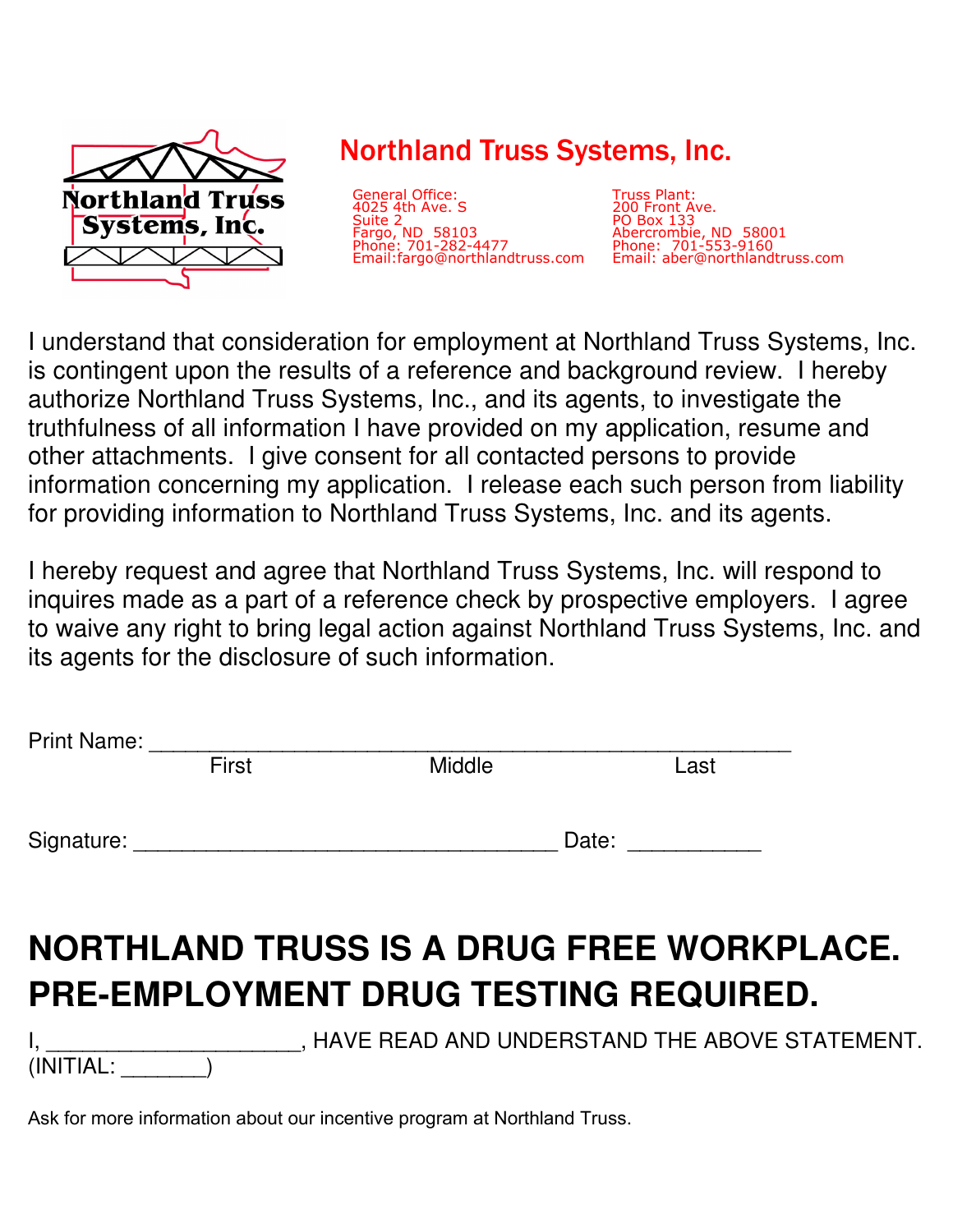# Northland Truss Systems, Inc.

General Office:
4025 4th Ave. S
Suite 2
Fargo, ND 58103
Phone: 701-282-4477
Email:fargo@northlandtruss.com

Truss Plant:
200 Front Ave.
PO Box 133
Abercrombie, ND 58001
Phone: 701-553-9160
Email: aber@northlandtruss.com

I understand that consideration for employment at Northland Truss Systems, Inc. is contingent upon the results of a reference and background review. I hereby authorize Northland Truss Systems, Inc., and its agents, to investigate the truthfulness of all information I have provided on my application, resume and other attachments. I give consent for all contacted persons to provide information concerning my application. I release each such person from liability for providing information to Northland Truss Systems, Inc. and its agents.

I hereby request and agree that Northland Truss Systems, Inc. will respond to inquires made as a part of a reference check by prospective employers. I agree to waive any right to bring legal action against Northland Truss Systems, Inc. and its agents for the disclosure of such information.

Print Name: ________________________________________________
First Middle Last

Signature: ___________________________________ Date: ___________

## NORTHLAND TRUSS IS A DRUG FREE WORKPLACE. PRE-EMPLOYMENT DRUG TESTING REQUIRED.

I, _____________________, HAVE READ AND UNDERSTAND THE ABOVE STATEMENT. (INITIAL: _______)

Ask for more information about our incentive program at Northland Truss.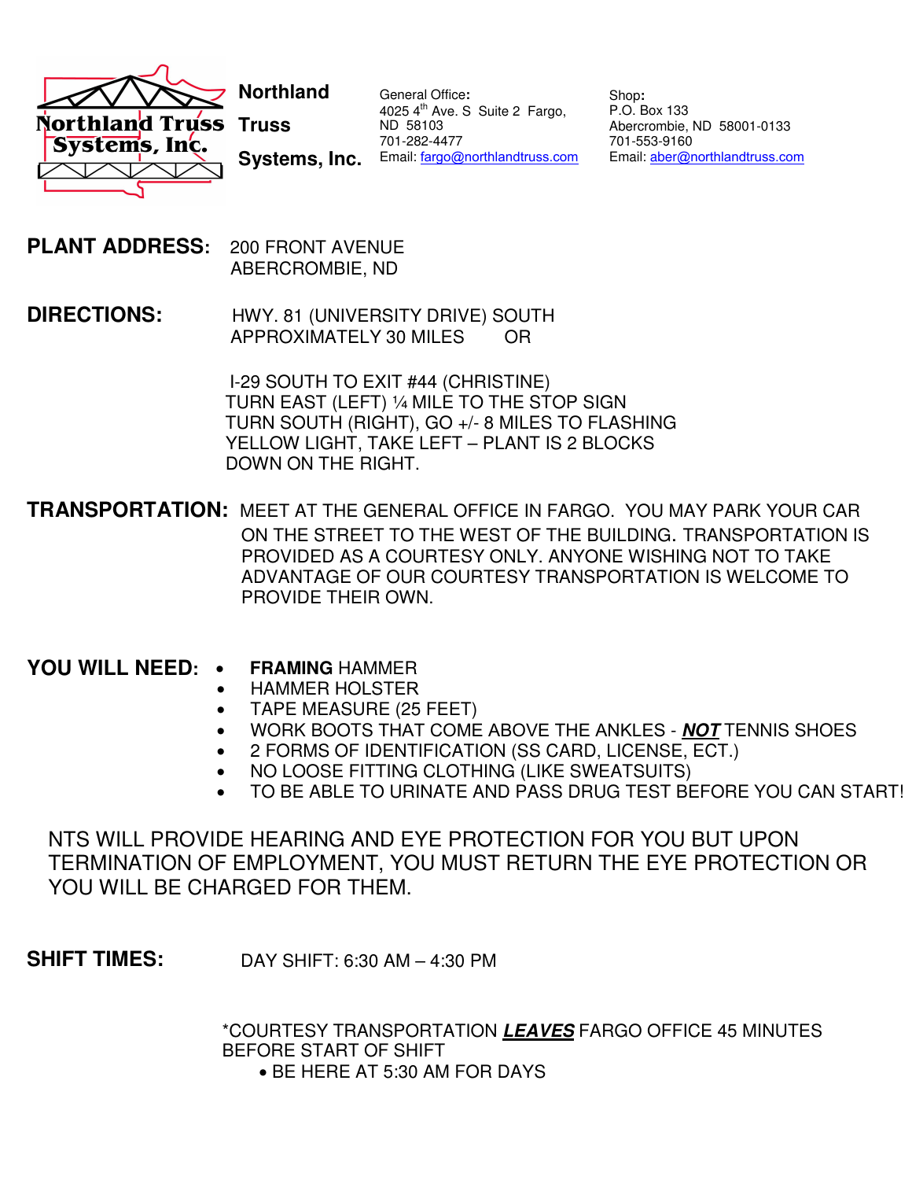**Northland Truss Systems, Inc.**

General Office:
4025 4th Ave. S Suite 2 Fargo, ND 58103
701-282-4477
Email: fargo@northlandtruss.com

Shop:
P.O. Box 133
Abercrombie, ND 58001-0133
701-553-9160
Email: aber@northlandtruss.com

**PLANT ADDRESS:** 200 FRONT AVENUE
ABERCROMBIE, ND

**DIRECTIONS:** HWY. 81 (UNIVERSITY DRIVE) SOUTH
APPROXIMATELY 30 MILES OR

I-29 SOUTH TO EXIT #44 (CHRISTINE)
TURN EAST (LEFT) ¼ MILE TO THE STOP SIGN
TURN SOUTH (RIGHT), GO +/- 8 MILES TO FLASHING YELLOW LIGHT, TAKE LEFT – PLANT IS 2 BLOCKS DOWN ON THE RIGHT.

**TRANSPORTATION:** MEET AT THE GENERAL OFFICE IN FARGO. YOU MAY PARK YOUR CAR ON THE STREET TO THE WEST OF THE BUILDING. TRANSPORTATION IS PROVIDED AS A COURTESY ONLY. ANYONE WISHING NOT TO TAKE ADVANTAGE OF OUR COURTESY TRANSPORTATION IS WELCOME TO PROVIDE THEIR OWN.

**YOU WILL NEED:**

- **FRAMING** HAMMER
- HAMMER HOLSTER
- TAPE MEASURE (25 FEET)
- WORK BOOTS THAT COME ABOVE THE ANKLES - ***NOT*** TENNIS SHOES
- 2 FORMS OF IDENTIFICATION (SS CARD, LICENSE, ECT.)
- NO LOOSE FITTING CLOTHING (LIKE SWEATSUITS)
- TO BE ABLE TO URINATE AND PASS DRUG TEST BEFORE YOU CAN START!

NTS WILL PROVIDE HEARING AND EYE PROTECTION FOR YOU BUT UPON TERMINATION OF EMPLOYMENT, YOU MUST RETURN THE EYE PROTECTION OR YOU WILL BE CHARGED FOR THEM.

**SHIFT TIMES:** DAY SHIFT: 6:30 AM – 4:30 PM

*COURTESY TRANSPORTATION ***LEAVES*** FARGO OFFICE 45 MINUTES BEFORE START OF SHIFT

- BE HERE AT 5:30 AM FOR DAYS